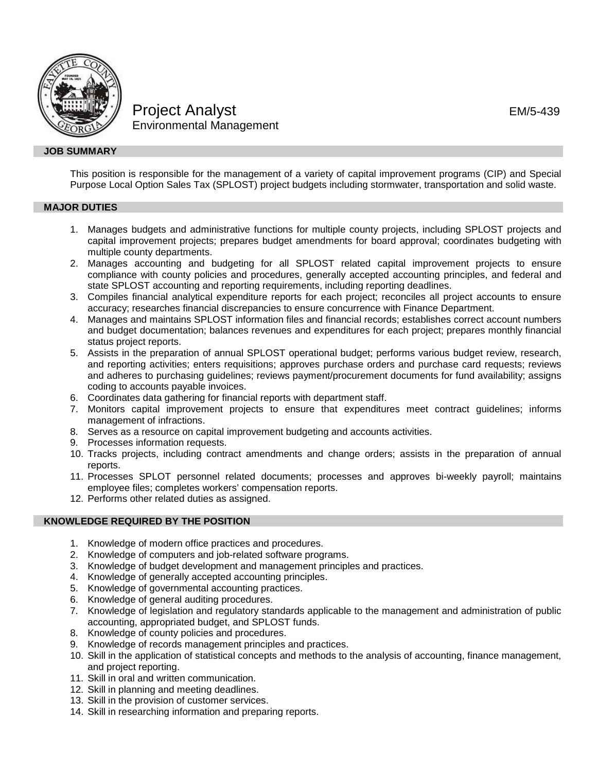# Project Analyst

EM/5-439

Environmental Management

## JOB SUMMARY

This position is responsible for the management of a variety of capital improvement programs (CIP) and Special Purpose Local Option Sales Tax (SPLOST) project budgets including stormwater, transportation and solid waste.

## MAJOR DUTIES

1. Manages budgets and administrative functions for multiple county projects, including SPLOST projects and capital improvement projects; prepares budget amendments for board approval; coordinates budgeting with multiple county departments.
2. Manages accounting and budgeting for all SPLOST related capital improvement projects to ensure compliance with county policies and procedures, generally accepted accounting principles, and federal and state SPLOST accounting and reporting requirements, including reporting deadlines.
3. Compiles financial analytical expenditure reports for each project; reconciles all project accounts to ensure accuracy; researches financial discrepancies to ensure concurrence with Finance Department.
4. Manages and maintains SPLOST information files and financial records; establishes correct account numbers and budget documentation; balances revenues and expenditures for each project; prepares monthly financial status project reports.
5. Assists in the preparation of annual SPLOST operational budget; performs various budget review, research, and reporting activities; enters requisitions; approves purchase orders and purchase card requests; reviews and adheres to purchasing guidelines; reviews payment/procurement documents for fund availability; assigns coding to accounts payable invoices.
6. Coordinates data gathering for financial reports with department staff.
7. Monitors capital improvement projects to ensure that expenditures meet contract guidelines; informs management of infractions.
8. Serves as a resource on capital improvement budgeting and accounts activities.
9. Processes information requests.
10. Tracks projects, including contract amendments and change orders; assists in the preparation of annual reports.
11. Processes SPLOT personnel related documents; processes and approves bi-weekly payroll; maintains employee files; completes workers' compensation reports.
12. Performs other related duties as assigned.

## KNOWLEDGE REQUIRED BY THE POSITION

1. Knowledge of modern office practices and procedures.
2. Knowledge of computers and job-related software programs.
3. Knowledge of budget development and management principles and practices.
4. Knowledge of generally accepted accounting principles.
5. Knowledge of governmental accounting practices.
6. Knowledge of general auditing procedures.
7. Knowledge of legislation and regulatory standards applicable to the management and administration of public accounting, appropriated budget, and SPLOST funds.
8. Knowledge of county policies and procedures.
9. Knowledge of records management principles and practices.
10. Skill in the application of statistical concepts and methods to the analysis of accounting, finance management, and project reporting.
11. Skill in oral and written communication.
12. Skill in planning and meeting deadlines.
13. Skill in the provision of customer services.
14. Skill in researching information and preparing reports.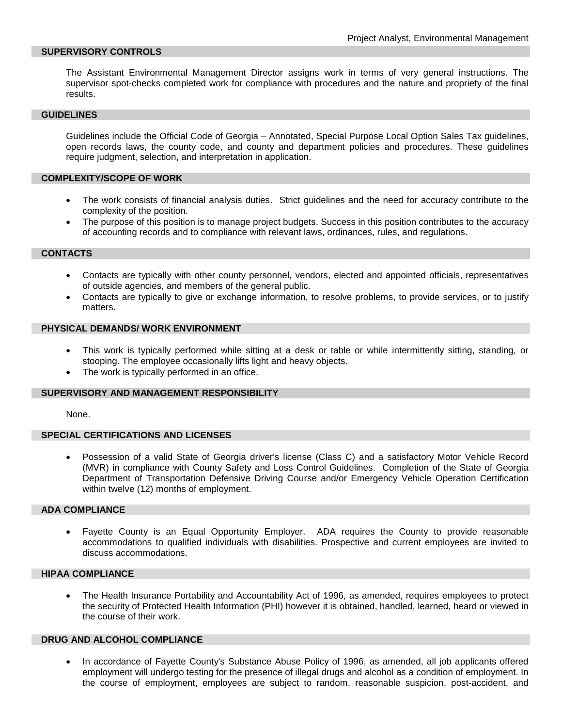## SUPERVISORY CONTROLS

The Assistant Environmental Management Director assigns work in terms of very general instructions. The supervisor spot-checks completed work for compliance with procedures and the nature and propriety of the final results.

## GUIDELINES

Guidelines include the Official Code of Georgia – Annotated, Special Purpose Local Option Sales Tax guidelines, open records laws, the county code, and county and department policies and procedures. These guidelines require judgment, selection, and interpretation in application.

## COMPLEXITY/SCOPE OF WORK

- The work consists of financial analysis duties. Strict guidelines and the need for accuracy contribute to the complexity of the position.
- The purpose of this position is to manage project budgets. Success in this position contributes to the accuracy of accounting records and to compliance with relevant laws, ordinances, rules, and regulations.

## CONTACTS

- Contacts are typically with other county personnel, vendors, elected and appointed officials, representatives of outside agencies, and members of the general public.
- Contacts are typically to give or exchange information, to resolve problems, to provide services, or to justify matters.

## PHYSICAL DEMANDS/ WORK ENVIRONMENT

- This work is typically performed while sitting at a desk or table or while intermittently sitting, standing, or stooping. The employee occasionally lifts light and heavy objects.
- The work is typically performed in an office.

## SUPERVISORY AND MANAGEMENT RESPONSIBILITY

None.

## SPECIAL CERTIFICATIONS AND LICENSES

- Possession of a valid State of Georgia driver's license (Class C) and a satisfactory Motor Vehicle Record (MVR) in compliance with County Safety and Loss Control Guidelines. Completion of the State of Georgia Department of Transportation Defensive Driving Course and/or Emergency Vehicle Operation Certification within twelve (12) months of employment.

## ADA COMPLIANCE

- Fayette County is an Equal Opportunity Employer. ADA requires the County to provide reasonable accommodations to qualified individuals with disabilities. Prospective and current employees are invited to discuss accommodations.

## HIPAA COMPLIANCE

- The Health Insurance Portability and Accountability Act of 1996, as amended, requires employees to protect the security of Protected Health Information (PHI) however it is obtained, handled, learned, heard or viewed in the course of their work.

## DRUG AND ALCOHOL COMPLIANCE

- In accordance of Fayette County's Substance Abuse Policy of 1996, as amended, all job applicants offered employment will undergo testing for the presence of illegal drugs and alcohol as a condition of employment. In the course of employment, employees are subject to random, reasonable suspicion, post-accident, and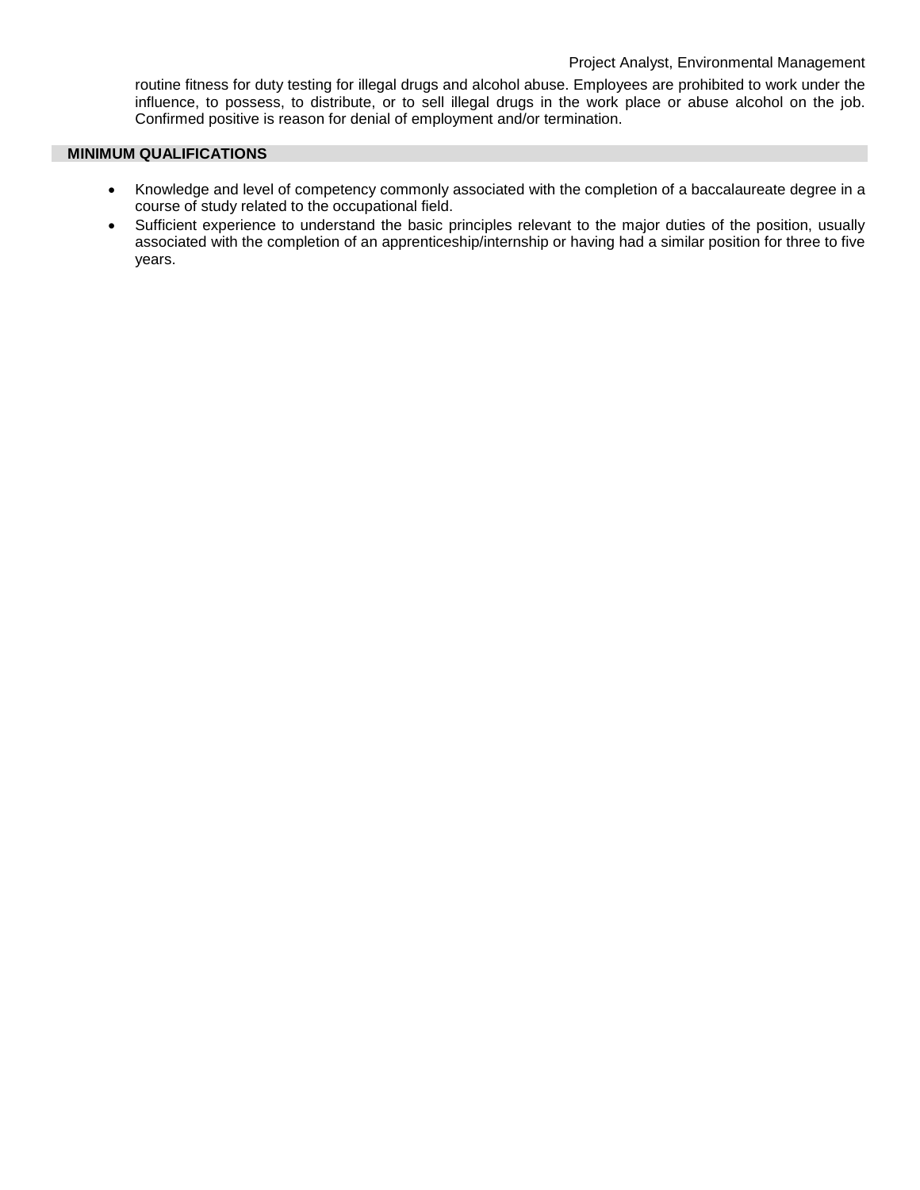routine fitness for duty testing for illegal drugs and alcohol abuse. Employees are prohibited to work under the influence, to possess, to distribute, or to sell illegal drugs in the work place or abuse alcohol on the job. Confirmed positive is reason for denial of employment and/or termination.

## MINIMUM QUALIFICATIONS

- Knowledge and level of competency commonly associated with the completion of a baccalaureate degree in a course of study related to the occupational field.
- Sufficient experience to understand the basic principles relevant to the major duties of the position, usually associated with the completion of an apprenticeship/internship or having had a similar position for three to five years.